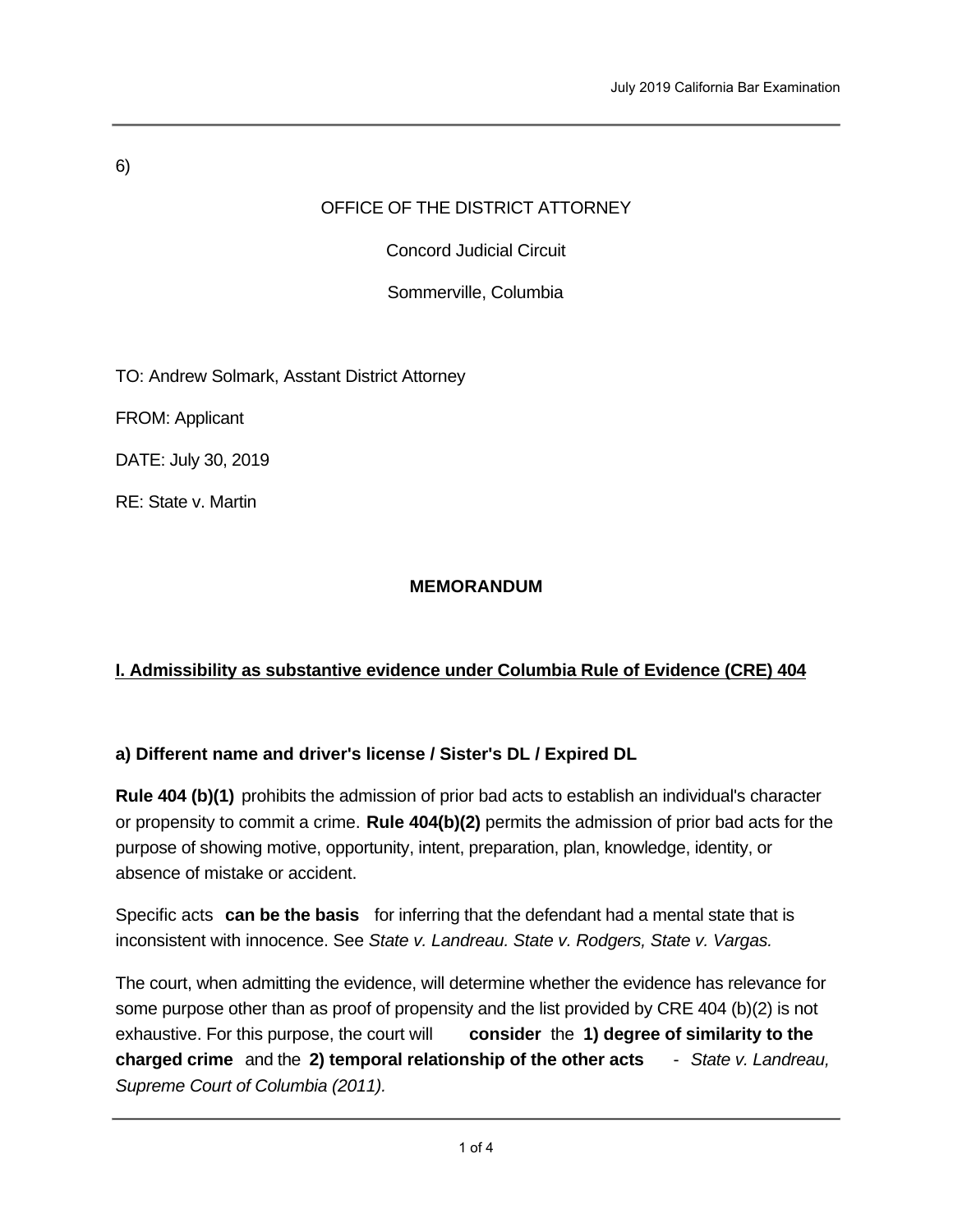6)

OFFICE OF THE DISTRICT ATTORNEY

Concord Judicial Circuit

Sommerville, Columbia

TO: Andrew Solmark, Asstant District Attorney

FROM: Applicant

DATE: July 30, 2019

RE: State v. Martin

**MEMORANDUM**

## I. Admissibility as substantive evidence under Columbia Rule of Evidence (CRE) 404

### a) Different name and driver's license / Sister's DL / Expired DL

**Rule 404 (b)(1)** prohibits the admission of prior bad acts to establish an individual's character or propensity to commit a crime. **Rule 404(b)(2)** permits the admission of prior bad acts for the purpose of showing motive, opportunity, intent, preparation, plan, knowledge, identity, or absence of mistake or accident.

Specific acts **can be the basis** for inferring that the defendant had a mental state that is inconsistent with innocence. See *State v. Landreau. State v. Rodgers, State v. Vargas.*

The court, when admitting the evidence, will determine whether the evidence has relevance for some purpose other than as proof of propensity and the list provided by CRE 404 (b)(2) is not exhaustive. For this purpose, the court will **consider** the **1) degree of similarity to the charged crime** and the **2) temporal relationship of the other acts** - *State v. Landreau, Supreme Court of Columbia (2011).*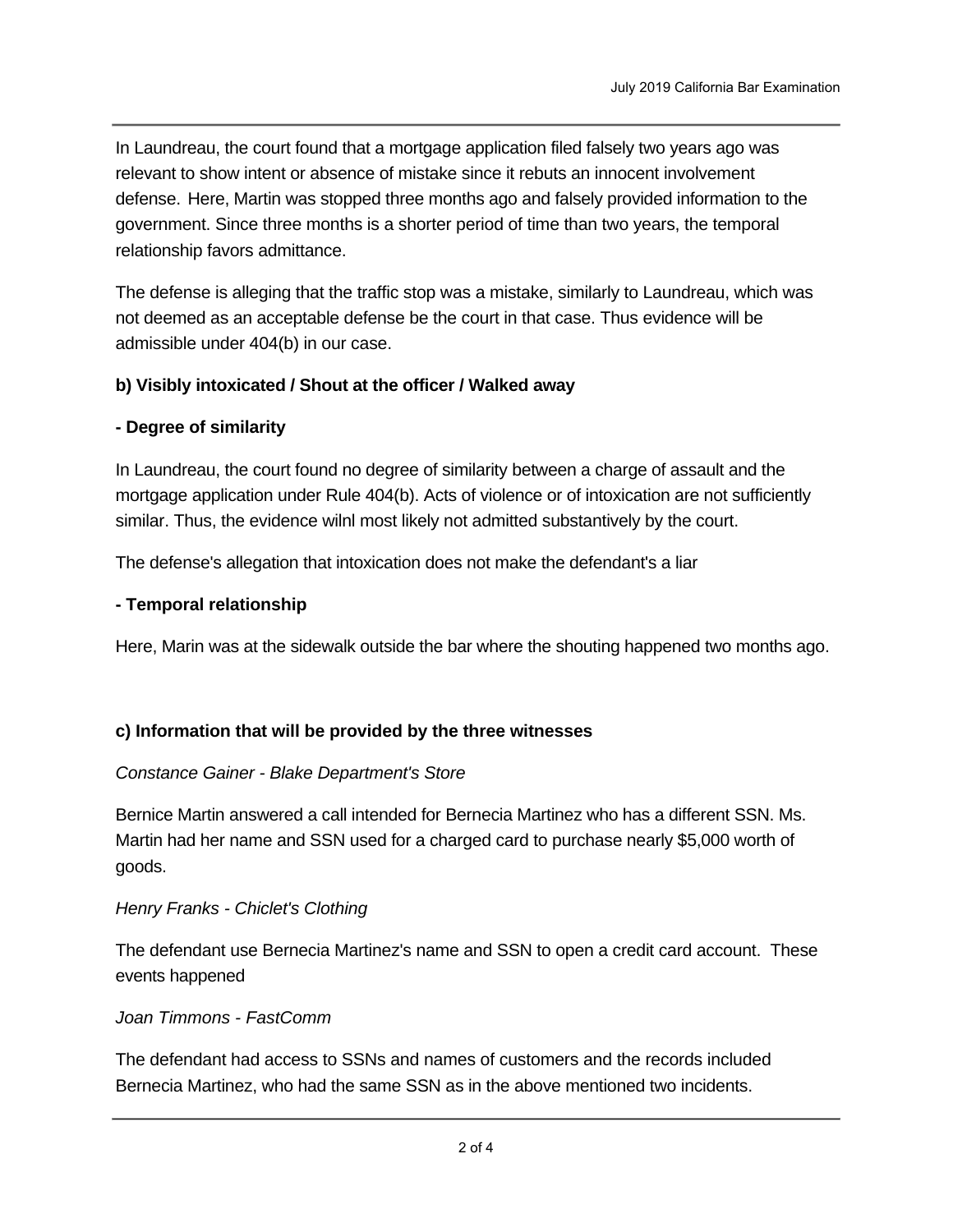In Laundreau, the court found that a mortgage application filed falsely two years ago was relevant to show intent or absence of mistake since it rebuts an innocent involvement defense.  Here, Martin was stopped three months ago and falsely provided information to the government. Since three months is a shorter period of time than two years, the temporal relationship favors admittance.

The defense is alleging that the traffic stop was a mistake, similarly to Laundreau, which was not deemed as an acceptable defense be the court in that case. Thus evidence will be admissible under 404(b) in our case.

**b) Visibly intoxicated / Shout at the officer / Walked away**

**- Degree of similarity**

In Laundreau, the court found no degree of similarity between a charge of assault and the mortgage application under Rule 404(b). Acts of violence or of intoxication are not sufficiently similar. Thus, the evidence wilnl most likely not admitted substantively by the court.

The defense's allegation that intoxication does not make the defendant's a liar

**- Temporal relationship**

Here, Marin was at the sidewalk outside the bar where the shouting happened two months ago.

**c) Information that will be provided by the three witnesses**

*Constance Gainer - Blake Department's Store*

Bernice Martin answered a call intended for Bernecia Martinez who has a different SSN. Ms. Martin had her name and SSN used for a charged card to purchase nearly $5,000 worth of goods.

*Henry Franks - Chiclet's Clothing*

The defendant use Bernecia Martinez's name and SSN to open a credit card account.  These events happened

*Joan Timmons - FastComm*

The defendant had access to SSNs and names of customers and the records included Bernecia Martinez, who had the same SSN as in the above mentioned two incidents.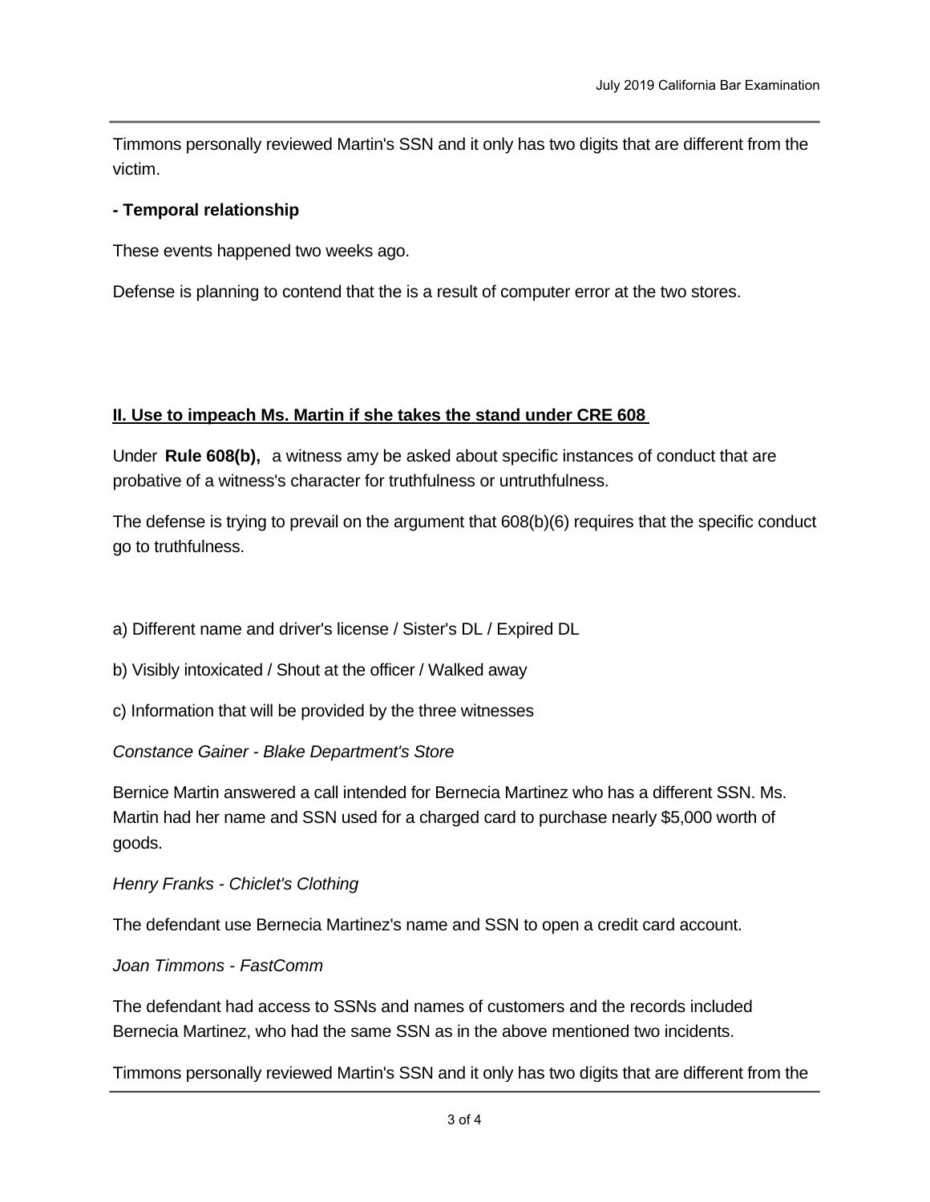Timmons personally reviewed Martin's SSN and it only has two digits that are different from the victim.

**- Temporal relationship**

These events happened two weeks ago.

Defense is planning to contend that the is a result of computer error at the two stores.

**II. Use to impeach Ms. Martin if she takes the stand under CRE 608**

Under **Rule 608(b),** a witness amy be asked about specific instances of conduct that are probative of a witness's character for truthfulness or untruthfulness.

The defense is trying to prevail on the argument that 608(b)(6) requires that the specific conduct go to truthfulness.

a) Different name and driver's license / Sister's DL / Expired DL

b) Visibly intoxicated / Shout at the officer / Walked away

c) Information that will be provided by the three witnesses

*Constance Gainer - Blake Department's Store*

Bernice Martin answered a call intended for Bernecia Martinez who has a different SSN. Ms. Martin had her name and SSN used for a charged card to purchase nearly $5,000 worth of goods.

*Henry Franks - Chiclet's Clothing*

The defendant use Bernecia Martinez's name and SSN to open a credit card account.

*Joan Timmons - FastComm*

The defendant had access to SSNs and names of customers and the records included Bernecia Martinez, who had the same SSN as in the above mentioned two incidents.

Timmons personally reviewed Martin's SSN and it only has two digits that are different from the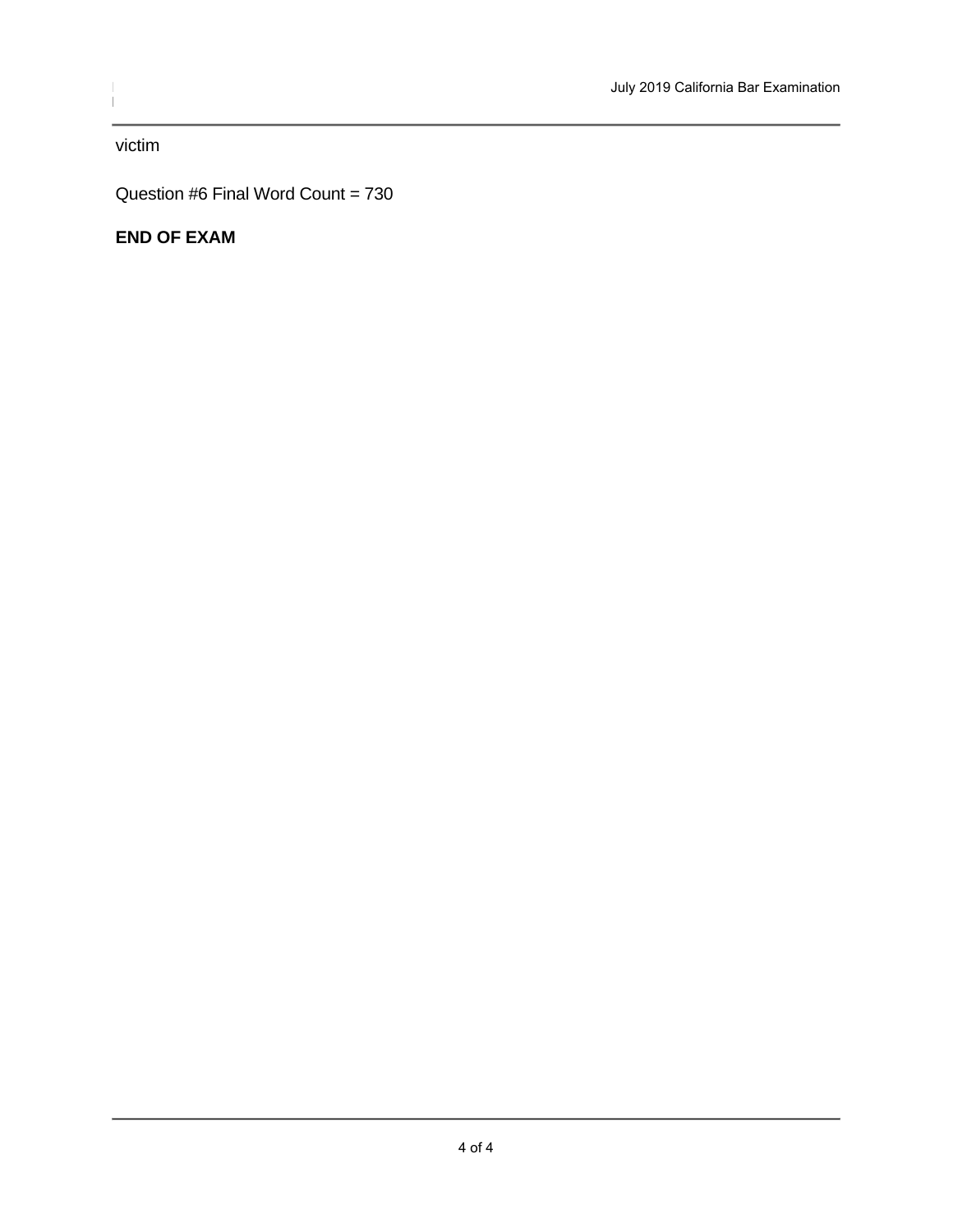victim

Question #6 Final Word Count = 730

**END OF EXAM**